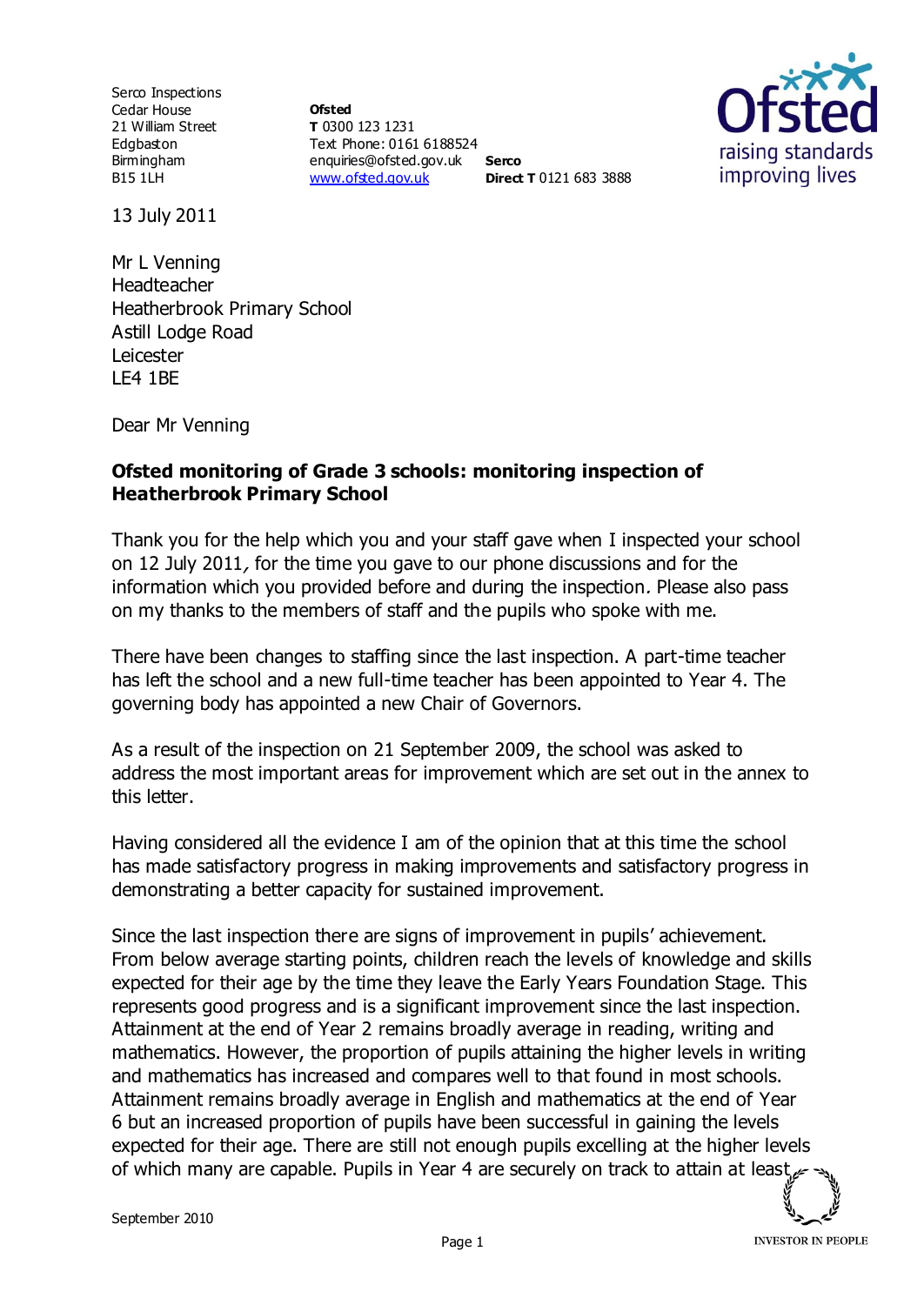Serco Inspections
Cedar House
21 William Street
Edgbaston
Birmingham
B15 1LH

**Ofsted**
**T** 0300 123 1231
Text Phone: 0161 6188524
enquiries@ofsted.gov.uk
www.ofsted.gov.uk

**Serco**
**Direct T** 0121 683 3888

13 July 2011

Mr L Venning
Headteacher
Heatherbrook Primary School
Astill Lodge Road
Leicester
LE4 1BE

Dear Mr Venning

**Ofsted monitoring of Grade 3 schools: monitoring inspection of Heatherbrook Primary School**

Thank you for the help which you and your staff gave when I inspected your school on 12 July 2011*,* for the time you gave to our phone discussions and for the information which you provided before and during the inspection*.* Please also pass on my thanks to the members of staff and the pupils who spoke with me.

There have been changes to staffing since the last inspection. A part-time teacher has left the school and a new full-time teacher has been appointed to Year 4. The governing body has appointed a new Chair of Governors.

As a result of the inspection on 21 September 2009, the school was asked to address the most important areas for improvement which are set out in the annex to this letter.

Having considered all the evidence I am of the opinion that at this time the school has made satisfactory progress in making improvements and satisfactory progress in demonstrating a better capacity for sustained improvement.

Since the last inspection there are signs of improvement in pupils' achievement. From below average starting points, children reach the levels of knowledge and skills expected for their age by the time they leave the Early Years Foundation Stage. This represents good progress and is a significant improvement since the last inspection. Attainment at the end of Year 2 remains broadly average in reading, writing and mathematics. However, the proportion of pupils attaining the higher levels in writing and mathematics has increased and compares well to that found in most schools. Attainment remains broadly average in English and mathematics at the end of Year 6 but an increased proportion of pupils have been successful in gaining the levels expected for their age. There are still not enough pupils excelling at the higher levels of which many are capable. Pupils in Year 4 are securely on track to attain at least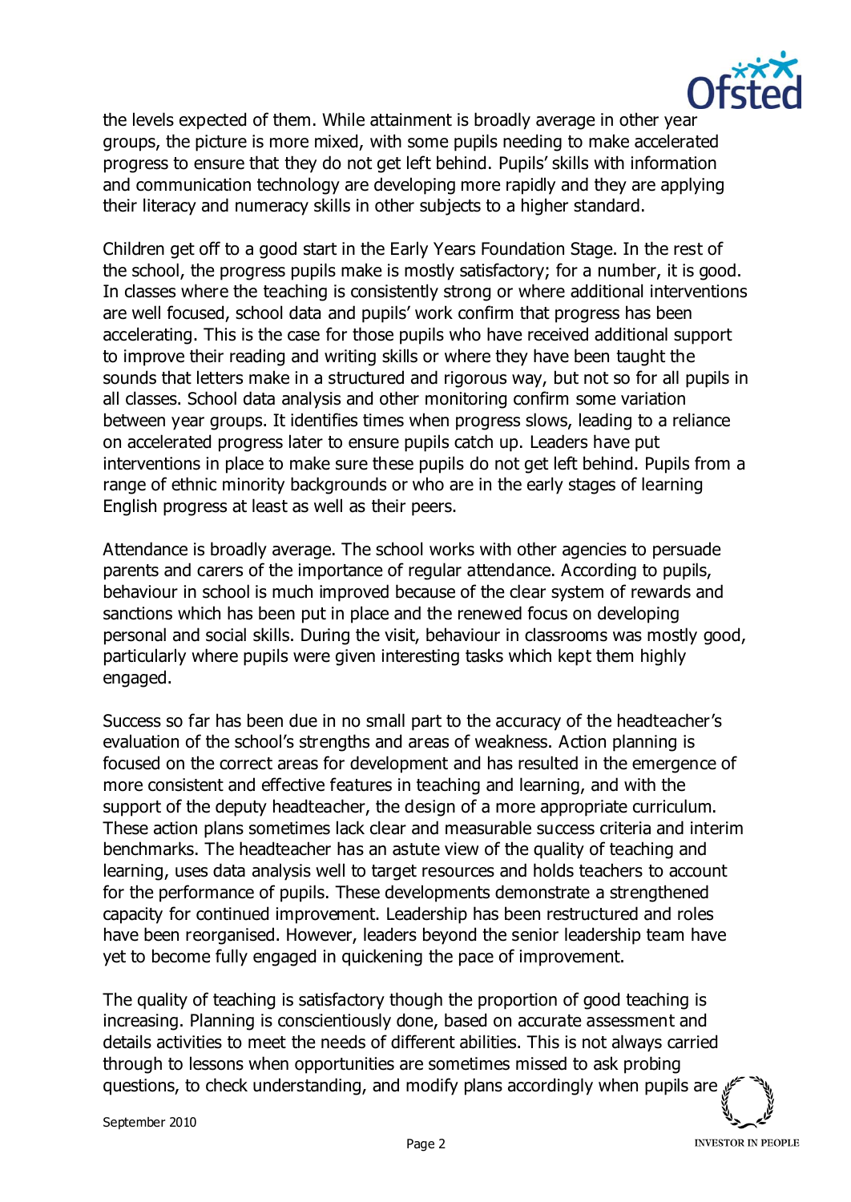the levels expected of them. While attainment is broadly average in other year groups, the picture is more mixed, with some pupils needing to make accelerated progress to ensure that they do not get left behind. Pupils' skills with information and communication technology are developing more rapidly and they are applying their literacy and numeracy skills in other subjects to a higher standard.

Children get off to a good start in the Early Years Foundation Stage. In the rest of the school, the progress pupils make is mostly satisfactory; for a number, it is good. In classes where the teaching is consistently strong or where additional interventions are well focused, school data and pupils' work confirm that progress has been accelerating. This is the case for those pupils who have received additional support to improve their reading and writing skills or where they have been taught the sounds that letters make in a structured and rigorous way, but not so for all pupils in all classes. School data analysis and other monitoring confirm some variation between year groups. It identifies times when progress slows, leading to a reliance on accelerated progress later to ensure pupils catch up. Leaders have put interventions in place to make sure these pupils do not get left behind. Pupils from a range of ethnic minority backgrounds or who are in the early stages of learning English progress at least as well as their peers.

Attendance is broadly average. The school works with other agencies to persuade parents and carers of the importance of regular attendance. According to pupils, behaviour in school is much improved because of the clear system of rewards and sanctions which has been put in place and the renewed focus on developing personal and social skills. During the visit, behaviour in classrooms was mostly good, particularly where pupils were given interesting tasks which kept them highly engaged.

Success so far has been due in no small part to the accuracy of the headteacher's evaluation of the school's strengths and areas of weakness. Action planning is focused on the correct areas for development and has resulted in the emergence of more consistent and effective features in teaching and learning, and with the support of the deputy headteacher, the design of a more appropriate curriculum. These action plans sometimes lack clear and measurable success criteria and interim benchmarks. The headteacher has an astute view of the quality of teaching and learning, uses data analysis well to target resources and holds teachers to account for the performance of pupils. These developments demonstrate a strengthened capacity for continued improvement. Leadership has been restructured and roles have been reorganised. However, leaders beyond the senior leadership team have yet to become fully engaged in quickening the pace of improvement.

The quality of teaching is satisfactory though the proportion of good teaching is increasing. Planning is conscientiously done, based on accurate assessment and details activities to meet the needs of different abilities. This is not always carried through to lessons when opportunities are sometimes missed to ask probing questions, to check understanding, and modify plans accordingly when pupils are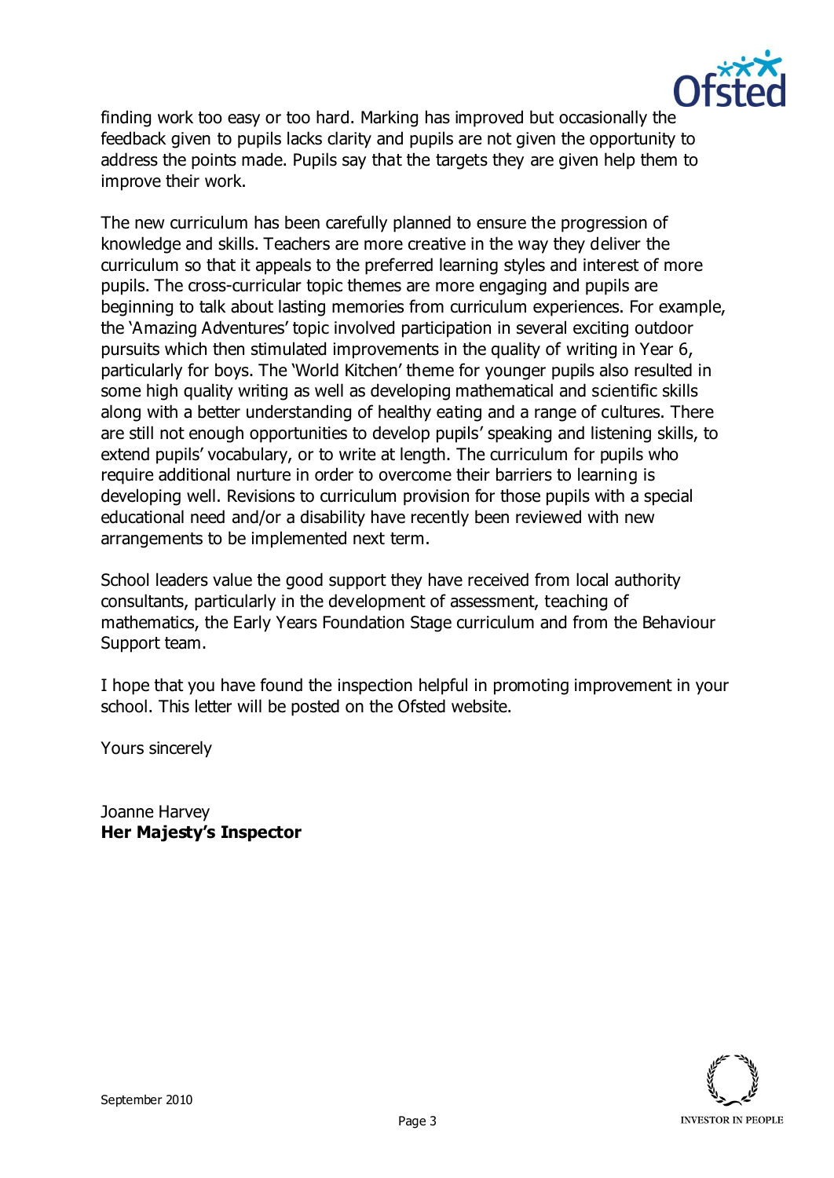finding work too easy or too hard. Marking has improved but occasionally the feedback given to pupils lacks clarity and pupils are not given the opportunity to address the points made. Pupils say that the targets they are given help them to improve their work.

The new curriculum has been carefully planned to ensure the progression of knowledge and skills. Teachers are more creative in the way they deliver the curriculum so that it appeals to the preferred learning styles and interest of more pupils. The cross-curricular topic themes are more engaging and pupils are beginning to talk about lasting memories from curriculum experiences. For example, the 'Amazing Adventures' topic involved participation in several exciting outdoor pursuits which then stimulated improvements in the quality of writing in Year 6, particularly for boys. The 'World Kitchen' theme for younger pupils also resulted in some high quality writing as well as developing mathematical and scientific skills along with a better understanding of healthy eating and a range of cultures. There are still not enough opportunities to develop pupils' speaking and listening skills, to extend pupils' vocabulary, or to write at length. The curriculum for pupils who require additional nurture in order to overcome their barriers to learning is developing well. Revisions to curriculum provision for those pupils with a special educational need and/or a disability have recently been reviewed with new arrangements to be implemented next term.

School leaders value the good support they have received from local authority consultants, particularly in the development of assessment, teaching of mathematics, the Early Years Foundation Stage curriculum and from the Behaviour Support team.

I hope that you have found the inspection helpful in promoting improvement in your school. This letter will be posted on the Ofsted website.

Yours sincerely

Joanne Harvey
**Her Majesty's Inspector**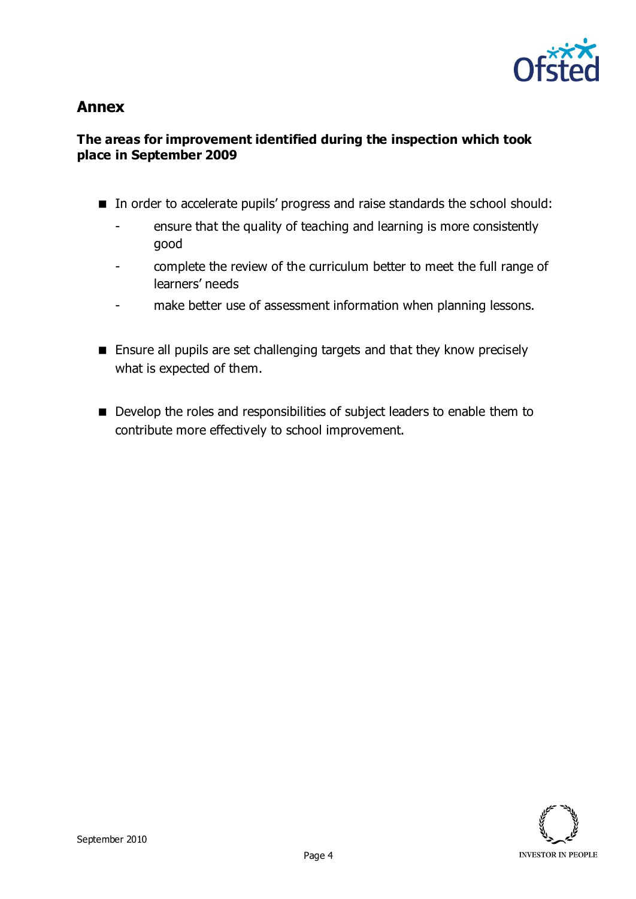## Annex

**The areas for improvement identified during the inspection which took place in September 2009**

- In order to accelerate pupils' progress and raise standards the school should:
  - ensure that the quality of teaching and learning is more consistently good
  - complete the review of the curriculum better to meet the full range of learners' needs
  - make better use of assessment information when planning lessons.

- Ensure all pupils are set challenging targets and that they know precisely what is expected of them.

- Develop the roles and responsibilities of subject leaders to enable them to contribute more effectively to school improvement.